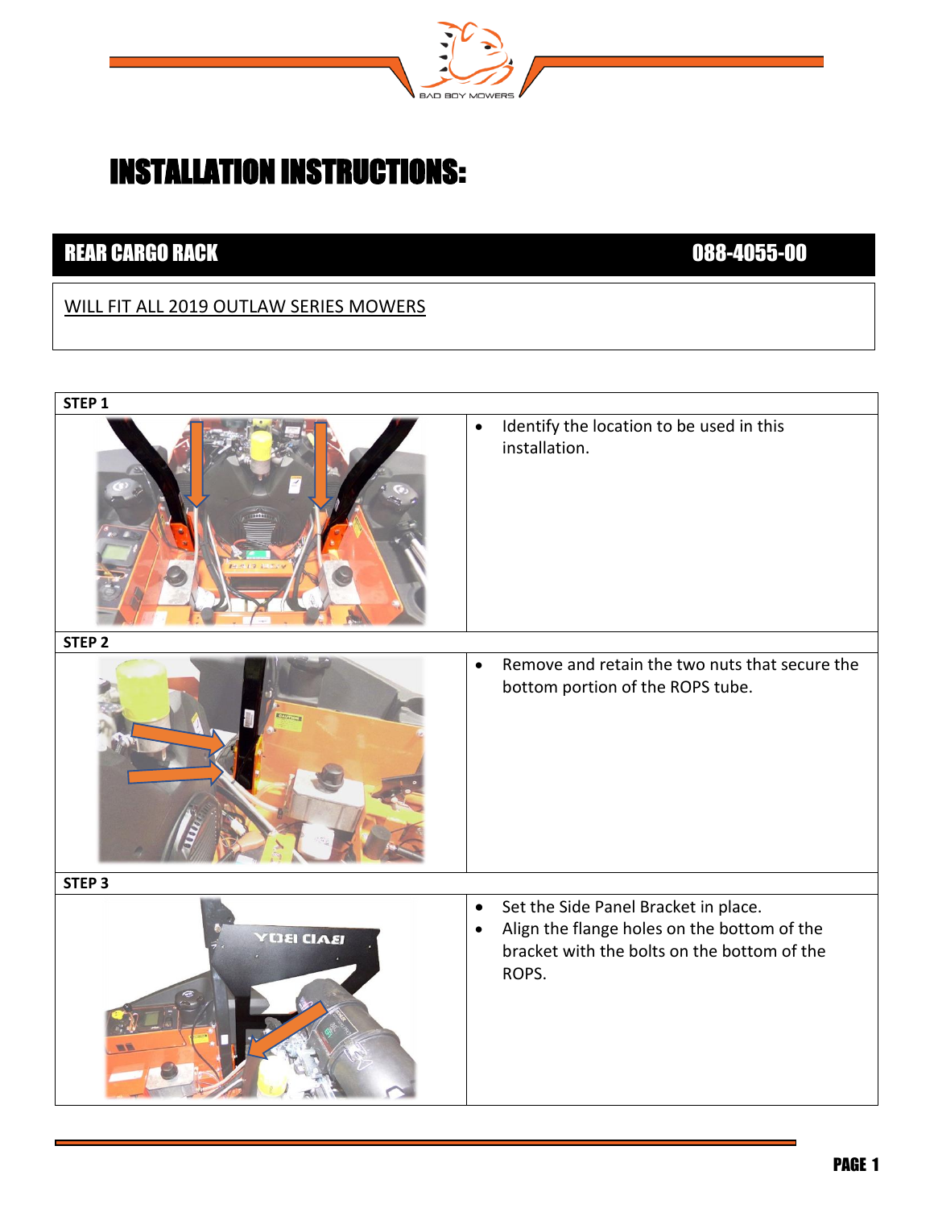# INSTALLATION INSTRUCTIONS:

## REAR CARGO RACK 088-4055-00

WILL FIT ALL 2019 OUTLAW SERIES MOWERS

| STEP 1 | |
|---|---|
| | • Identify the location to be used in this installation. |
| **STEP 2** | |
| | • Remove and retain the two nuts that secure the bottom portion of the ROPS tube. |
| **STEP 3** | |
| | • Set the Side Panel Bracket in place.<br>• Align the flange holes on the bottom of the bracket with the bolts on the bottom of the ROPS. |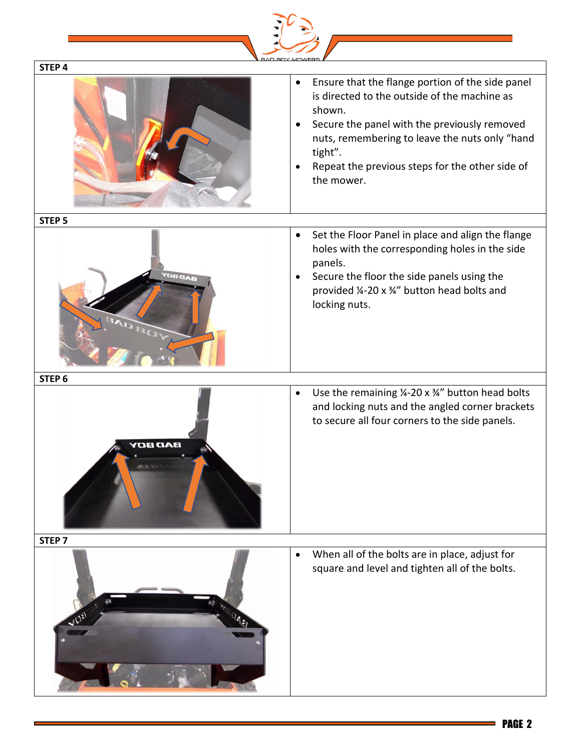### STEP 4

- Ensure that the flange portion of the side panel is directed to the outside of the machine as shown.
- Secure the panel with the previously removed nuts, remembering to leave the nuts only "hand tight".
- Repeat the previous steps for the other side of the mower.

### STEP 5

- Set the Floor Panel in place and align the flange holes with the corresponding holes in the side panels.
- Secure the floor the side panels using the provided ¼-20 x ¾" button head bolts and locking nuts.

### STEP 6

- Use the remaining ¼-20 x ¾" button head bolts and locking nuts and the angled corner brackets to secure all four corners to the side panels.

### STEP 7

- When all of the bolts are in place, adjust for square and level and tighten all of the bolts.